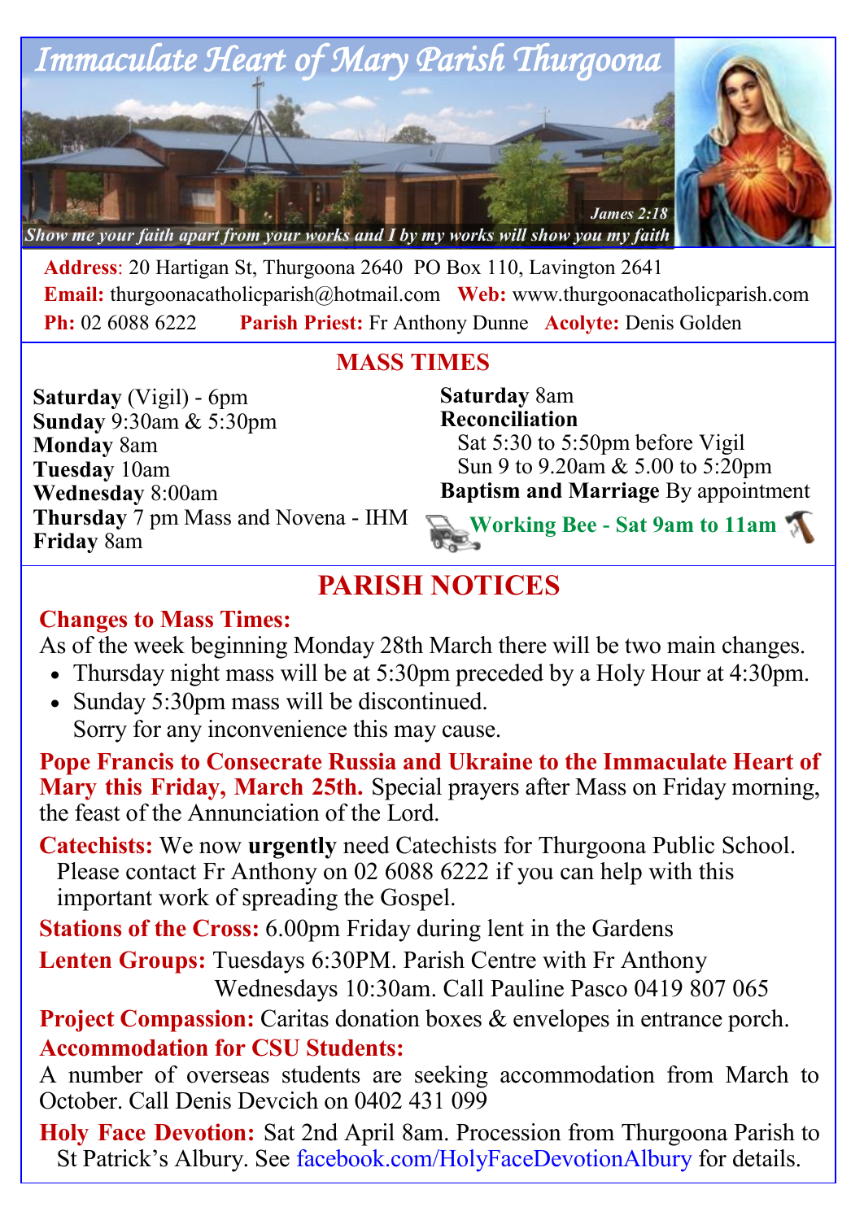# Immaculate Heart of Mary Parish Thurgoona

*Show me your faith apart from your works and I by my works will show you my faith* — James 2:18

**Address**: 20 Hartigan St, Thurgoona 2640  PO Box 110, Lavington 2641
**Email:** thurgoonacatholicparish@hotmail.com  **Web:** www.thurgoonacatholicparish.com
**Ph:** 02 6088 6222  **Parish Priest:** Fr Anthony Dunne  **Acolyte:** Denis Golden

## MASS TIMES

**Saturday** (Vigil) - 6pm
**Sunday** 9:30am & 5:30pm
**Monday** 8am
**Tuesday** 10am
**Wednesday** 8:00am
**Thursday** 7 pm Mass and Novena - IHM
**Friday** 8am
**Saturday** 8am

**Reconciliation**
Sat 5:30 to 5:50pm before Vigil
Sun 9 to 9.20am & 5.00 to 5:20pm

**Baptism and Marriage** By appointment

**Working Bee - Sat 9am to 11am**

## PARISH NOTICES

**Changes to Mass Times:**
As of the week beginning Monday 28th March there will be two main changes.

- Thursday night mass will be at 5:30pm preceded by a Holy Hour at 4:30pm.
- Sunday 5:30pm mass will be discontinued.
  Sorry for any inconvenience this may cause.

**Pope Francis to Consecrate Russia and Ukraine to the Immaculate Heart of Mary this Friday, March 25th.** Special prayers after Mass on Friday morning, the feast of the Annunciation of the Lord.

**Catechists:** We now **urgently** need Catechists for Thurgoona Public School. Please contact Fr Anthony on 02 6088 6222 if you can help with this important work of spreading the Gospel.

**Stations of the Cross:** 6.00pm Friday during lent in the Gardens

**Lenten Groups:** Tuesdays 6:30PM. Parish Centre with Fr Anthony
Wednesdays 10:30am. Call Pauline Pasco 0419 807 065

**Project Compassion:** Caritas donation boxes & envelopes in entrance porch.

**Accommodation for CSU Students:**
A number of overseas students are seeking accommodation from March to October. Call Denis Devcich on 0402 431 099

**Holy Face Devotion:** Sat 2nd April 8am. Procession from Thurgoona Parish to St Patrick's Albury. See facebook.com/HolyFaceDevotionAlbury for details.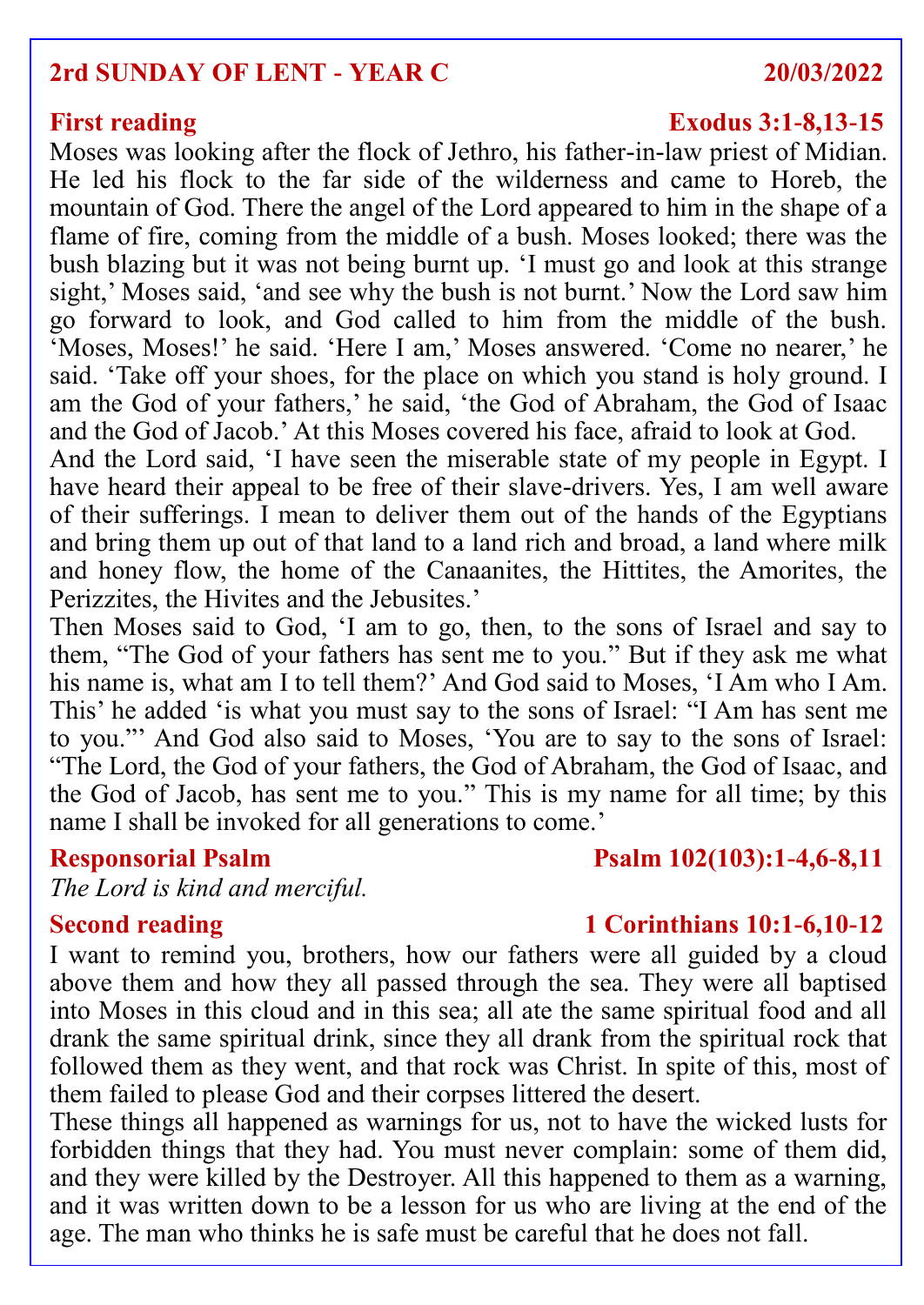## 2rd SUNDAY OF LENT - YEAR C — 20/03/2022

### First reading — Exodus 3:1-8,13-15

Moses was looking after the flock of Jethro, his father-in-law priest of Midian. He led his flock to the far side of the wilderness and came to Horeb, the mountain of God. There the angel of the Lord appeared to him in the shape of a flame of fire, coming from the middle of a bush. Moses looked; there was the bush blazing but it was not being burnt up. 'I must go and look at this strange sight,' Moses said, 'and see why the bush is not burnt.' Now the Lord saw him go forward to look, and God called to him from the middle of the bush. 'Moses, Moses!' he said. 'Here I am,' Moses answered. 'Come no nearer,' he said. 'Take off your shoes, for the place on which you stand is holy ground. I am the God of your fathers,' he said, 'the God of Abraham, the God of Isaac and the God of Jacob.' At this Moses covered his face, afraid to look at God.

And the Lord said, 'I have seen the miserable state of my people in Egypt. I have heard their appeal to be free of their slave-drivers. Yes, I am well aware of their sufferings. I mean to deliver them out of the hands of the Egyptians and bring them up out of that land to a land rich and broad, a land where milk and honey flow, the home of the Canaanites, the Hittites, the Amorites, the Perizzites, the Hivites and the Jebusites.'

Then Moses said to God, 'I am to go, then, to the sons of Israel and say to them, "The God of your fathers has sent me to you." But if they ask me what his name is, what am I to tell them?' And God said to Moses, 'I Am who I Am. This' he added 'is what you must say to the sons of Israel: "I Am has sent me to you."' And God also said to Moses, 'You are to say to the sons of Israel: "The Lord, the God of your fathers, the God of Abraham, the God of Isaac, and the God of Jacob, has sent me to you." This is my name for all time; by this name I shall be invoked for all generations to come.'

### Responsorial Psalm — Psalm 102(103):1-4,6-8,11

*The Lord is kind and merciful.*

### Second reading — 1 Corinthians 10:1-6,10-12

I want to remind you, brothers, how our fathers were all guided by a cloud above them and how they all passed through the sea. They were all baptised into Moses in this cloud and in this sea; all ate the same spiritual food and all drank the same spiritual drink, since they all drank from the spiritual rock that followed them as they went, and that rock was Christ. In spite of this, most of them failed to please God and their corpses littered the desert.

These things all happened as warnings for us, not to have the wicked lusts for forbidden things that they had. You must never complain: some of them did, and they were killed by the Destroyer. All this happened to them as a warning, and it was written down to be a lesson for us who are living at the end of the age. The man who thinks he is safe must be careful that he does not fall.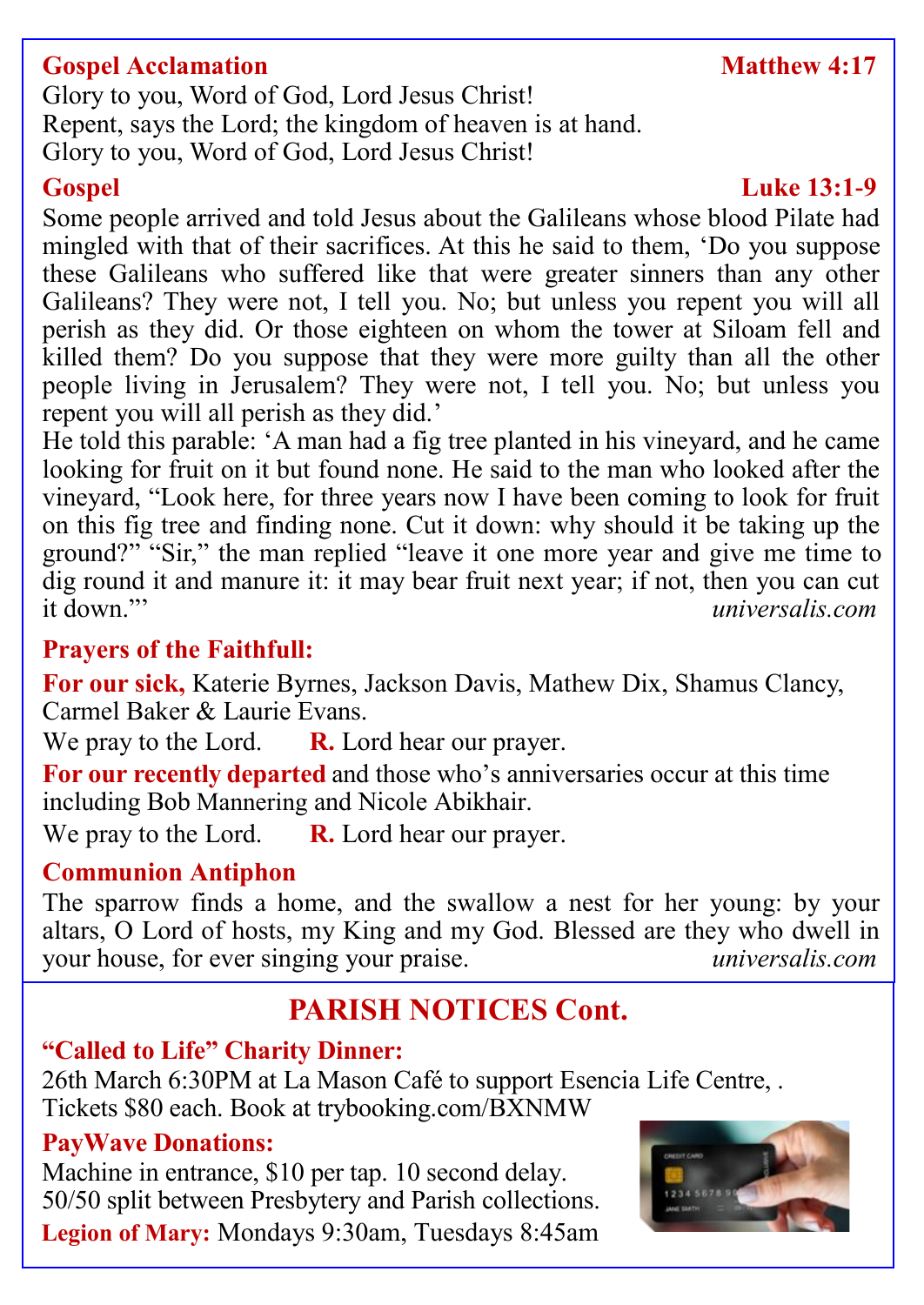**Gospel Acclamation** **Matthew 4:17**

Glory to you, Word of God, Lord Jesus Christ!
Repent, says the Lord; the kingdom of heaven is at hand.
Glory to you, Word of God, Lord Jesus Christ!

**Gospel** **Luke 13:1-9**

Some people arrived and told Jesus about the Galileans whose blood Pilate had mingled with that of their sacrifices. At this he said to them, 'Do you suppose these Galileans who suffered like that were greater sinners than any other Galileans? They were not, I tell you. No; but unless you repent you will all perish as they did. Or those eighteen on whom the tower at Siloam fell and killed them? Do you suppose that they were more guilty than all the other people living in Jerusalem? They were not, I tell you. No; but unless you repent you will all perish as they did.'

He told this parable: 'A man had a fig tree planted in his vineyard, and he came looking for fruit on it but found none. He said to the man who looked after the vineyard, "Look here, for three years now I have been coming to look for fruit on this fig tree and finding none. Cut it down: why should it be taking up the ground?" "Sir," the man replied "leave it one more year and give me time to dig round it and manure it: it may bear fruit next year; if not, then you can cut it down."' *universalis.com*

**Prayers of the Faithfull:**

**For our sick,** Katerie Byrnes, Jackson Davis, Mathew Dix, Shamus Clancy, Carmel Baker & Laurie Evans.

We pray to the Lord. **R.** Lord hear our prayer.

**For our recently departed** and those who's anniversaries occur at this time including Bob Mannering and Nicole Abikhair.

We pray to the Lord. **R.** Lord hear our prayer.

**Communion Antiphon**

The sparrow finds a home, and the swallow a nest for her young: by your altars, O Lord of hosts, my King and my God. Blessed are they who dwell in your house, for ever singing your praise. *universalis.com*

## PARISH NOTICES Cont.

**"Called to Life" Charity Dinner:**

26th March 6:30PM at La Mason Café to support Esencia Life Centre, .
Tickets $80 each. Book at trybooking.com/BXNMW

**PayWave Donations:**

Machine in entrance, $10 per tap. 10 second delay.
50/50 split between Presbytery and Parish collections.

**Legion of Mary:** Mondays 9:30am, Tuesdays 8:45am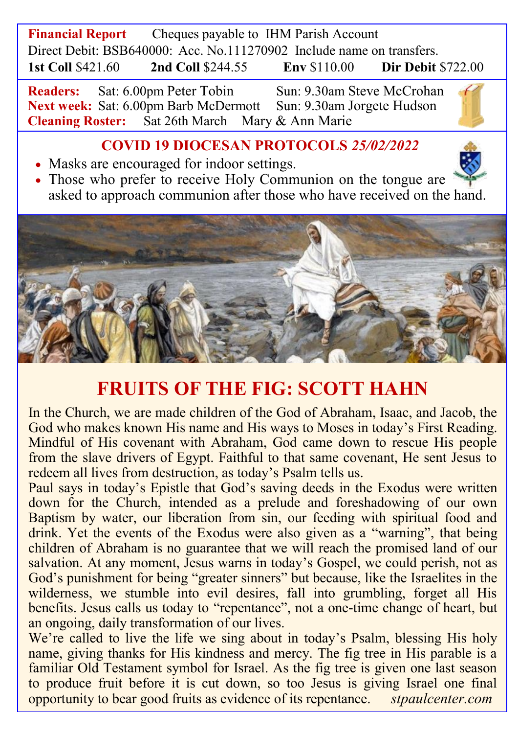**Financial Report** Cheques payable to IHM Parish Account

Direct Debit: BSB640000: Acc. No.111270902 Include name on transfers.

**1st Coll** $421.60 **2nd Coll** $244.55 **Env** $110.00 **Dir Debit** $722.00

**Readers:** Sat: 6.00pm Peter Tobin Sun: 9.30am Steve McCrohan

**Next week:** Sat: 6.00pm Barb McDermott Sun: 9.30am Jorgete Hudson

**Cleaning Roster:** Sat 26th March Mary & Ann Marie

**COVID 19 DIOCESAN PROTOCOLS *25/02/2022***

- Masks are encouraged for indoor settings.
- Those who prefer to receive Holy Communion on the tongue are asked to approach communion after those who have received on the hand.

## FRUITS OF THE FIG: SCOTT HAHN

In the Church, we are made children of the God of Abraham, Isaac, and Jacob, the God who makes known His name and His ways to Moses in today's First Reading. Mindful of His covenant with Abraham, God came down to rescue His people from the slave drivers of Egypt. Faithful to that same covenant, He sent Jesus to redeem all lives from destruction, as today's Psalm tells us.

Paul says in today's Epistle that God's saving deeds in the Exodus were written down for the Church, intended as a prelude and foreshadowing of our own Baptism by water, our liberation from sin, our feeding with spiritual food and drink. Yet the events of the Exodus were also given as a "warning", that being children of Abraham is no guarantee that we will reach the promised land of our salvation. At any moment, Jesus warns in today's Gospel, we could perish, not as God's punishment for being "greater sinners" but because, like the Israelites in the wilderness, we stumble into evil desires, fall into grumbling, forget all His benefits. Jesus calls us today to "repentance", not a one-time change of heart, but an ongoing, daily transformation of our lives.

We're called to live the life we sing about in today's Psalm, blessing His holy name, giving thanks for His kindness and mercy. The fig tree in His parable is a familiar Old Testament symbol for Israel. As the fig tree is given one last season to produce fruit before it is cut down, so too Jesus is giving Israel one final opportunity to bear good fruits as evidence of its repentance. *stpaulcenter.com*